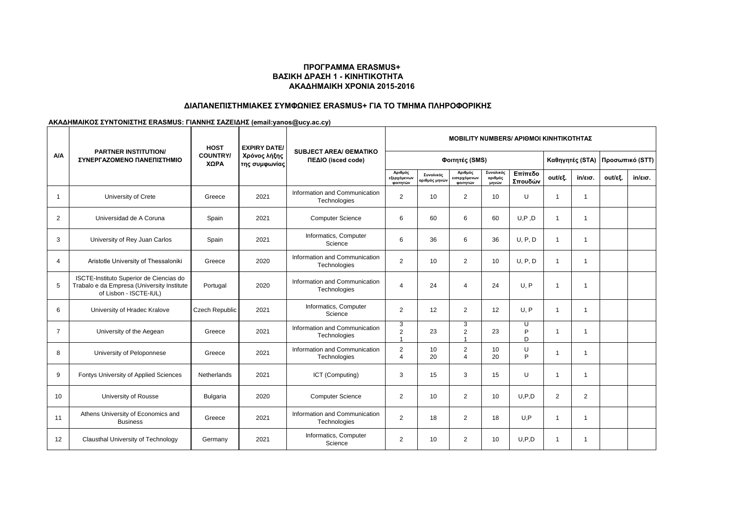# ΠΡΟΓΡΑΜΜΑ ERASMUS+
## ΒΑΣΙΚΗ ΔΡΑΣΗ 1 - ΚΙΝΗΤΙΚΟΤΗΤΑ
## ΑΚΑΔΗΜΑΙΚΗ ΧΡΟΝΙΑ 2015-2016

## ΔΙΑΠΑΝΕΠΙΣΤΗΜΙΑΚΕΣ ΣΥΜΦΩΝΙΕΣ ERASMUS+ ΓΙΑ ΤΟ ΤΜΗΜΑ ΠΛΗΡΟΦΟΡΙΚΗΣ

**ΑΚΑΔΗΜΑΙΚΟΣ ΣΥΝΤΟΝΙΣΤΗΣ ERASMUS: ΓΙΑΝΝΗΣ ΣΑΖΕΙΔΗΣ (email:yanos@ucy.ac.cy)**

| A/A | PARTNER INSTITUTION/ ΣΥΝΕΡΓΑΖΟΜΕΝΟ ΠΑΝΕΠΙΣΤΗΜΙΟ | HOST COUNTRY/ ΧΩΡΑ | EXPIRY DATE/ Χρόνος λήξης της συμφωνίας | SUBJECT AREA/ ΘΕΜΑΤΙΚΟ ΠΕΔΙΟ (isced code) | MOBILITY NUMBERS/ ΑΡΙΘΜΟΙ ΚΙΝΗΤΙΚΟΤΗΤΑΣ | | | | | | | | |
|---|---|---|---|---|---|---|---|---|---|---|---|---|---|
| | | | | | Φοιτητές (SMS) | | | | | Καθηγητές (STA) | | Προσωπικό (STT) | |
| | | | | | Αριθμός εξερχόμενων φοιτητών | Συνολικός αριθμός μηνών | Αριθμός εισερχόμενων φοιτητών | Συνολικός αριθμός μηνών | Επίπεδο Σπουδών | out/εξ. | in/εισ. | out/εξ. | in/εισ. |
| 1 | University of Crete | Greece | 2021 | Information and Communication Technologies | 2 | 10 | 2 | 10 | U | 1 | 1 | | |
| 2 | Universidad de A Coruna | Spain | 2021 | Computer Science | 6 | 60 | 6 | 60 | U,P ,D | 1 | 1 | | |
| 3 | University of Rey Juan Carlos | Spain | 2021 | Informatics, Computer Science | 6 | 36 | 6 | 36 | U, P, D | 1 | 1 | | |
| 4 | Aristotle University of Thessaloniki | Greece | 2020 | Information and Communication Technologies | 2 | 10 | 2 | 10 | U, P, D | 1 | 1 | | |
| 5 | ISCTE-Instituto Superior de Ciencias do Trabalo e da Empresa (University Institute of Lisbon - ISCTE-IUL) | Portugal | 2020 | Information and Communication Technologies | 4 | 24 | 4 | 24 | U, P | 1 | 1 | | |
| 6 | University of Hradec Kralove | Czech Republic | 2021 | Informatics, Computer Science | 2 | 12 | 2 | 12 | U, P | 1 | 1 | | |
| 7 | University of the Aegean | Greece | 2021 | Information and Communication Technologies | 3<br>2<br>1 | 23 | 3<br>2<br>1 | 23 | U<br>P<br>D | 1 | 1 | | |
| 8 | University of Peloponnese | Greece | 2021 | Information and Communication Technologies | 2<br>4 | 10<br>20 | 2<br>4 | 10<br>20 | U<br>P | 1 | 1 | | |
| 9 | Fontys University of Applied Sciences | Netherlands | 2021 | ICT (Computing) | 3 | 15 | 3 | 15 | U | 1 | 1 | | |
| 10 | University of Rousse | Bulgaria | 2020 | Computer Science | 2 | 10 | 2 | 10 | U,P,D | 2 | 2 | | |
| 11 | Athens University of Economics and Business | Greece | 2021 | Information and Communication Technologies | 2 | 18 | 2 | 18 | U,P | 1 | 1 | | |
| 12 | Clausthal University of Technology | Germany | 2021 | Informatics, Computer Science | 2 | 10 | 2 | 10 | U,P,D | 1 | 1 | | |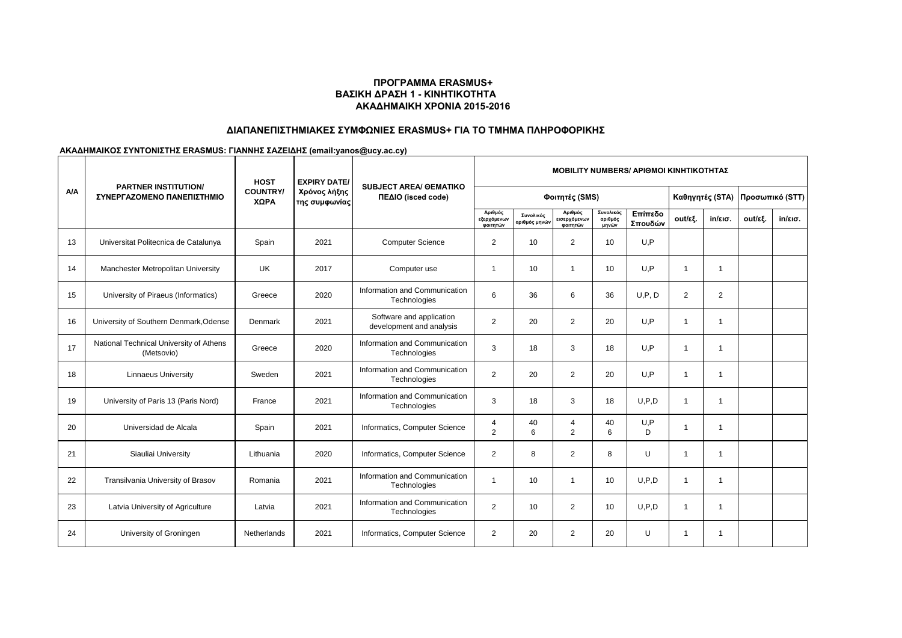**ΠΡΟΓΡΑΜΜΑ ERASMUS+**
**ΒΑΣΙΚΗ ΔΡΑΣΗ 1 - ΚΙΝΗΤΙΚΟΤΗΤΑ**
**ΑΚΑΔΗΜΑΙΚΗ ΧΡΟΝΙΑ 2015-2016**

**ΔΙΑΠΑΝΕΠΙΣΤΗΜΙΑΚΕΣ ΣΥΜΦΩΝΙΕΣ ERASMUS+ ΓΙΑ ΤΟ ΤΜΗΜΑ ΠΛΗΡΟΦΟΡΙΚΗΣ**

**ΑΚΑΔΗΜΑΙΚΟΣ ΣΥΝΤΟΝΙΣΤΗΣ ERASMUS: ΓΙΑΝΝΗΣ ΣΑΖΕΙΔΗΣ (email:yanos@ucy.ac.cy)**

| A/A | PARTNER INSTITUTION/ ΣΥΝΕΡΓΑΖΟΜΕΝΟ ΠΑΝΕΠΙΣΤΗΜΙΟ | HOST COUNTRY/ ΧΩΡΑ | EXPIRY DATE/ Χρόνος λήξης της συμφωνίας | SUBJECT AREA/ ΘΕΜΑΤΙΚΟ ΠΕΔΙΟ (isced code) | MOBILITY NUMBERS/ ΑΡΙΘΜΟΙ ΚΙΝΗΤΙΚΟΤΗΤΑΣ | | | | | | | | |
|---|---|---|---|---|---|---|---|---|---|---|---|---|---|
| | | | | | Φοιτητές (SMS) | | | | | Καθηγητές (STA) | | Προσωπικό (STT) | |
| | | | | | Αριθμός εξερχόμενων φοιτητών | Συνολικός αριθμός μηνών | Αριθμός εισερχόμενων φοιτητών | Συνολικός αριθμός μηνών | Επίπεδο Σπουδών | out/εξ. | in/εισ. | out/εξ. | in/εισ. |
| 13 | Universitat Politecnica de Catalunya | Spain | 2021 | Computer Science | 2 | 10 | 2 | 10 | U,P | | | | |
| 14 | Manchester Metropolitan University | UK | 2017 | Computer use | 1 | 10 | 1 | 10 | U,P | 1 | 1 | | |
| 15 | University of Piraeus (Informatics) | Greece | 2020 | Information and Communication Technologies | 6 | 36 | 6 | 36 | U,P, D | 2 | 2 | | |
| 16 | University of Southern Denmark,Odense | Denmark | 2021 | Software and application development and analysis | 2 | 20 | 2 | 20 | U,P | 1 | 1 | | |
| 17 | National Technical University of Athens (Metsovio) | Greece | 2020 | Information and Communication Technologies | 3 | 18 | 3 | 18 | U,P | 1 | 1 | | |
| 18 | Linnaeus University | Sweden | 2021 | Information and Communication Technologies | 2 | 20 | 2 | 20 | U,P | 1 | 1 | | |
| 19 | University of Paris 13 (Paris Nord) | France | 2021 | Information and Communication Technologies | 3 | 18 | 3 | 18 | U,P,D | 1 | 1 | | |
| 20 | Universidad de Alcala | Spain | 2021 | Informatics, Computer Science | 4<br>2 | 40<br>6 | 4<br>2 | 40<br>6 | U,P<br>D | 1 | 1 | | |
| 21 | Siauliai University | Lithuania | 2020 | Informatics, Computer Science | 2 | 8 | 2 | 8 | U | 1 | 1 | | |
| 22 | Transilvania University of Brasov | Romania | 2021 | Information and Communication Technologies | 1 | 10 | 1 | 10 | U,P,D | 1 | 1 | | |
| 23 | Latvia University of Agriculture | Latvia | 2021 | Information and Communication Technologies | 2 | 10 | 2 | 10 | U,P,D | 1 | 1 | | |
| 24 | University of Groningen | Netherlands | 2021 | Informatics, Computer Science | 2 | 20 | 2 | 20 | U | 1 | 1 | | |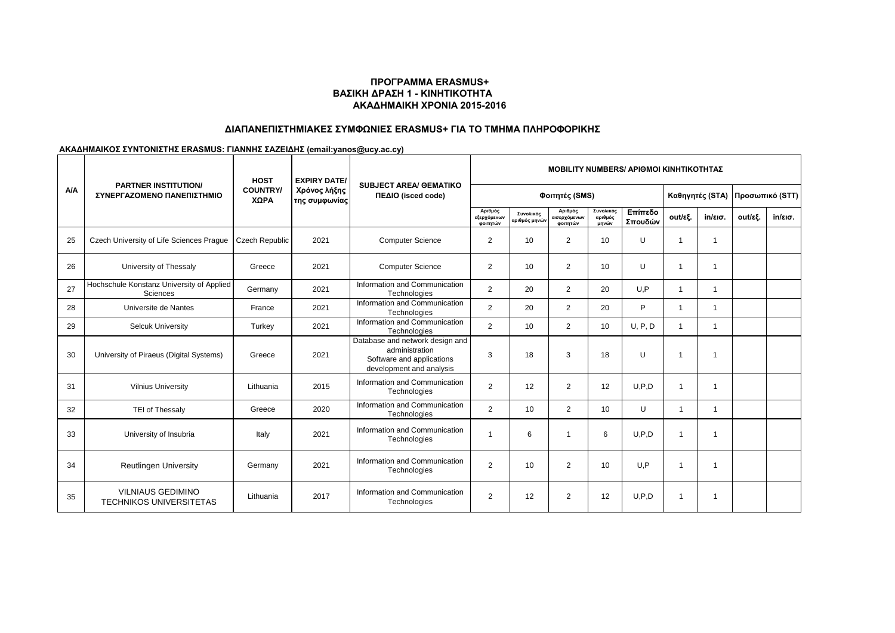**ΠΡΟΓΡΑΜΜΑ ERASMUS+**
**ΒΑΣΙΚΗ ΔΡΑΣΗ 1 - ΚΙΝΗΤΙΚΟΤΗΤΑ**
**ΑΚΑΔΗΜΑΙΚΗ ΧΡΟΝΙΑ 2015-2016**

**ΔΙΑΠΑΝΕΠΙΣΤΗΜΙΑΚΕΣ ΣΥΜΦΩΝΙΕΣ ERASMUS+ ΓΙΑ ΤΟ ΤΜΗΜΑ ΠΛΗΡΟΦΟΡΙΚΗΣ**

**ΑΚΑΔΗΜΑΙΚΟΣ ΣΥΝΤΟΝΙΣΤΗΣ ERASMUS: ΓΙΑΝΝΗΣ ΣΑΖΕΙΔΗΣ (email:yanos@ucy.ac.cy)**

| A/A | PARTNER INSTITUTION/ ΣΥΝΕΡΓΑΖΟΜΕΝΟ ΠΑΝΕΠΙΣΤΗΜΙΟ | HOST COUNTRY/ ΧΩΡΑ | EXPIRY DATE/ Χρόνος λήξης της συμφωνίας | SUBJECT AREA/ ΘΕΜΑΤΙΚΟ ΠΕΔΙΟ (isced code) | MOBILITY NUMBERS/ ΑΡΙΘΜΟΙ ΚΙΝΗΤΙΚΟΤΗΤΑΣ | | | | | | | | |
|---|---|---|---|---|---|---|---|---|---|---|---|---|---|
| | | | | | Φοιτητές (SMS) | | | | | Καθηγητές (STA) | | Προσωπικό (STT) | |
| | | | | | Αριθμός εξερχόμενων φοιτητών | Συνολικός αριθμός μηνών | Αριθμός εισερχόμενων φοιτητών | Συνολικός αριθμός μηνών | Επίπεδο Σπουδών | out/εξ. | in/εισ. | out/εξ. | in/εισ. |
| 25 | Czech University of Life Sciences Prague | Czech Republic | 2021 | Computer Science | 2 | 10 | 2 | 10 | U | 1 | 1 | | |
| 26 | University of Thessaly | Greece | 2021 | Computer Science | 2 | 10 | 2 | 10 | U | 1 | 1 | | |
| 27 | Hochschule Konstanz University of Applied Sciences | Germany | 2021 | Information and Communication Technologies | 2 | 20 | 2 | 20 | U,P | 1 | 1 | | |
| 28 | Universite de Nantes | France | 2021 | Information and Communication Technologies | 2 | 20 | 2 | 20 | P | 1 | 1 | | |
| 29 | Selcuk University | Turkey | 2021 | Information and Communication Technologies | 2 | 10 | 2 | 10 | U, P, D | 1 | 1 | | |
| 30 | University of Piraeus (Digital Systems) | Greece | 2021 | Database and network design and administration Software and applications development and analysis | 3 | 18 | 3 | 18 | U | 1 | 1 | | |
| 31 | Vilnius University | Lithuania | 2015 | Information and Communication Technologies | 2 | 12 | 2 | 12 | U,P,D | 1 | 1 | | |
| 32 | TEI of Thessaly | Greece | 2020 | Information and Communication Technologies | 2 | 10 | 2 | 10 | U | 1 | 1 | | |
| 33 | University of Insubria | Italy | 2021 | Information and Communication Technologies | 1 | 6 | 1 | 6 | U,P,D | 1 | 1 | | |
| 34 | Reutlingen University | Germany | 2021 | Information and Communication Technologies | 2 | 10 | 2 | 10 | U,P | 1 | 1 | | |
| 35 | VILNIAUS GEDIMINO TECHNIKOS UNIVERSITETAS | Lithuania | 2017 | Information and Communication Technologies | 2 | 12 | 2 | 12 | U,P,D | 1 | 1 | | |